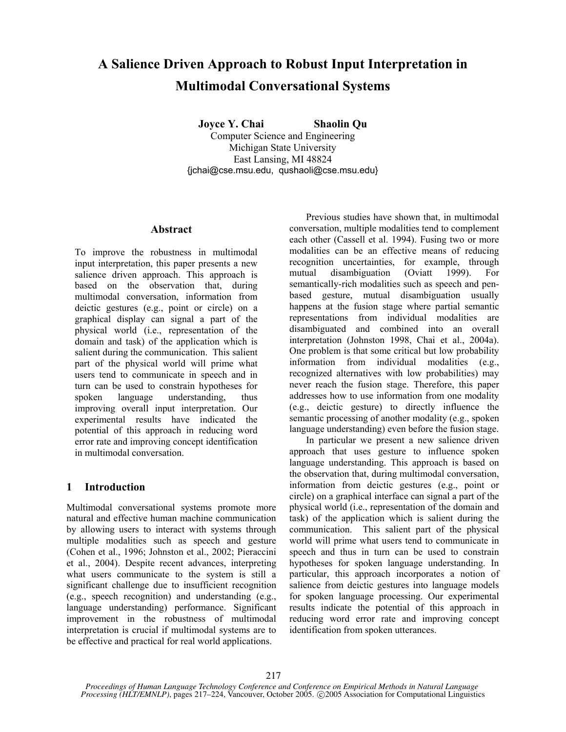# A Salience Driven Approach to Robust Input Interpretation in Multimodal Conversational Systems

**Joyce Y. Chai** **Shaolin Qu**

Computer Science and Engineering
Michigan State University
East Lansing, MI 48824
{jchai@cse.msu.edu, qushaoli@cse.msu.edu}

## Abstract

To improve the robustness in multimodal input interpretation, this paper presents a new salience driven approach. This approach is based on the observation that, during multimodal conversation, information from deictic gestures (e.g., point or circle) on a graphical display can signal a part of the physical world (i.e., representation of the domain and task) of the application which is salient during the communication. This salient part of the physical world will prime what users tend to communicate in speech and in turn can be used to constrain hypotheses for spoken language understanding, thus improving overall input interpretation. Our experimental results have indicated the potential of this approach in reducing word error rate and improving concept identification in multimodal conversation.

## 1 Introduction

Multimodal conversational systems promote more natural and effective human machine communication by allowing users to interact with systems through multiple modalities such as speech and gesture (Cohen et al., 1996; Johnston et al., 2002; Pieraccini et al., 2004). Despite recent advances, interpreting what users communicate to the system is still a significant challenge due to insufficient recognition (e.g., speech recognition) and understanding (e.g., language understanding) performance. Significant improvement in the robustness of multimodal interpretation is crucial if multimodal systems are to be effective and practical for real world applications.

Previous studies have shown that, in multimodal conversation, multiple modalities tend to complement each other (Cassell et al. 1994). Fusing two or more modalities can be an effective means of reducing recognition uncertainties, for example, through mutual disambiguation (Oviatt 1999). For semantically-rich modalities such as speech and pen-based gesture, mutual disambiguation usually happens at the fusion stage where partial semantic representations from individual modalities are disambiguated and combined into an overall interpretation (Johnston 1998, Chai et al., 2004a). One problem is that some critical but low probability information from individual modalities (e.g., recognized alternatives with low probabilities) may never reach the fusion stage. Therefore, this paper addresses how to use information from one modality (e.g., deictic gesture) to directly influence the semantic processing of another modality (e.g., spoken language understanding) even before the fusion stage.

In particular we present a new salience driven approach that uses gesture to influence spoken language understanding. This approach is based on the observation that, during multimodal conversation, information from deictic gestures (e.g., point or circle) on a graphical interface can signal a part of the physical world (i.e., representation of the domain and task) of the application which is salient during the communication. This salient part of the physical world will prime what users tend to communicate in speech and thus in turn can be used to constrain hypotheses for spoken language understanding. In particular, this approach incorporates a notion of salience from deictic gestures into language models for spoken language processing. Our experimental results indicate the potential of this approach in reducing word error rate and improving concept identification from spoken utterances.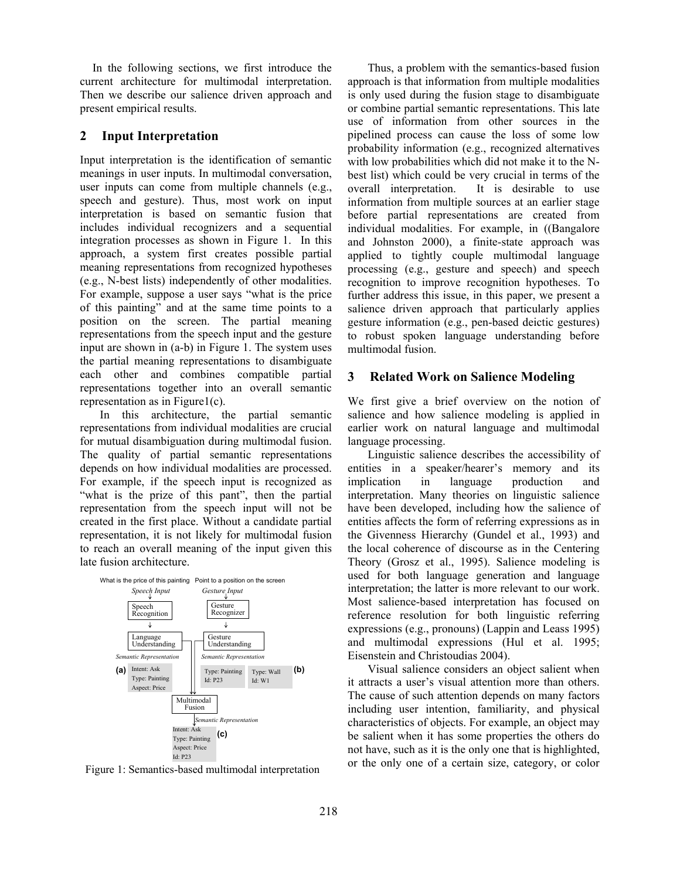In the following sections, we first introduce the current architecture for multimodal interpretation. Then we describe our salience driven approach and present empirical results.

## 2 Input Interpretation

Input interpretation is the identification of semantic meanings in user inputs. In multimodal conversation, user inputs can come from multiple channels (e.g., speech and gesture). Thus, most work on input interpretation is based on semantic fusion that includes individual recognizers and a sequential integration processes as shown in Figure 1. In this approach, a system first creates possible partial meaning representations from recognized hypotheses (e.g., N-best lists) independently of other modalities. For example, suppose a user says "what is the price of this painting" and at the same time points to a position on the screen. The partial meaning representations from the speech input and the gesture input are shown in (a-b) in Figure 1. The system uses the partial meaning representations to disambiguate each other and combines compatible partial representations together into an overall semantic representation as in Figure1(c).

In this architecture, the partial semantic representations from individual modalities are crucial for mutual disambiguation during multimodal fusion. The quality of partial semantic representations depends on how individual modalities are processed. For example, if the speech input is recognized as "what is the prize of this pant", then the partial representation from the speech input will not be created in the first place. Without a candidate partial representation, it is not likely for multimodal fusion to reach an overall meaning of the input given this late fusion architecture.

What is the price of this painting — Point to a position on the screen

*Speech Input* → Speech Recognition → Language Understanding → *Semantic Representation*
(a) Intent: Ask; Type: Painting; Aspect: Price

*Gesture Input* → Gesture Recognizer → Gesture Understanding → *Semantic Representation*
(b) Type: Painting, Id: P23 | Type: Wall, Id: W1

→ Multimodal Fusion → *Semantic Representation*
(c) Intent: Ask; Type: Painting; Aspect: Price; Id: P23

Figure 1: Semantics-based multimodal interpretation

Thus, a problem with the semantics-based fusion approach is that information from multiple modalities is only used during the fusion stage to disambiguate or combine partial semantic representations. This late use of information from other sources in the pipelined process can cause the loss of some low probability information (e.g., recognized alternatives with low probabilities which did not make it to the N-best list) which could be very crucial in terms of the overall interpretation. It is desirable to use information from multiple sources at an earlier stage before partial representations are created from individual modalities. For example, in ((Bangalore and Johnston 2000), a finite-state approach was applied to tightly couple multimodal language processing (e.g., gesture and speech) and speech recognition to improve recognition hypotheses. To further address this issue, in this paper, we present a salience driven approach that particularly applies gesture information (e.g., pen-based deictic gestures) to robust spoken language understanding before multimodal fusion.

## 3 Related Work on Salience Modeling

We first give a brief overview on the notion of salience and how salience modeling is applied in earlier work on natural language and multimodal language processing.

Linguistic salience describes the accessibility of entities in a speaker/hearer's memory and its implication in language production and interpretation. Many theories on linguistic salience have been developed, including how the salience of entities affects the form of referring expressions as in the Givenness Hierarchy (Gundel et al., 1993) and the local coherence of discourse as in the Centering Theory (Grosz et al., 1995). Salience modeling is used for both language generation and language interpretation; the latter is more relevant to our work. Most salience-based interpretation has focused on reference resolution for both linguistic referring expressions (e.g., pronouns) (Lappin and Leass 1995) and multimodal expressions (Hul et al. 1995; Eisenstein and Christoudias 2004).

Visual salience considers an object salient when it attracts a user's visual attention more than others. The cause of such attention depends on many factors including user intention, familiarity, and physical characteristics of objects. For example, an object may be salient when it has some properties the others do not have, such as it is the only one that is highlighted, or the only one of a certain size, category, or color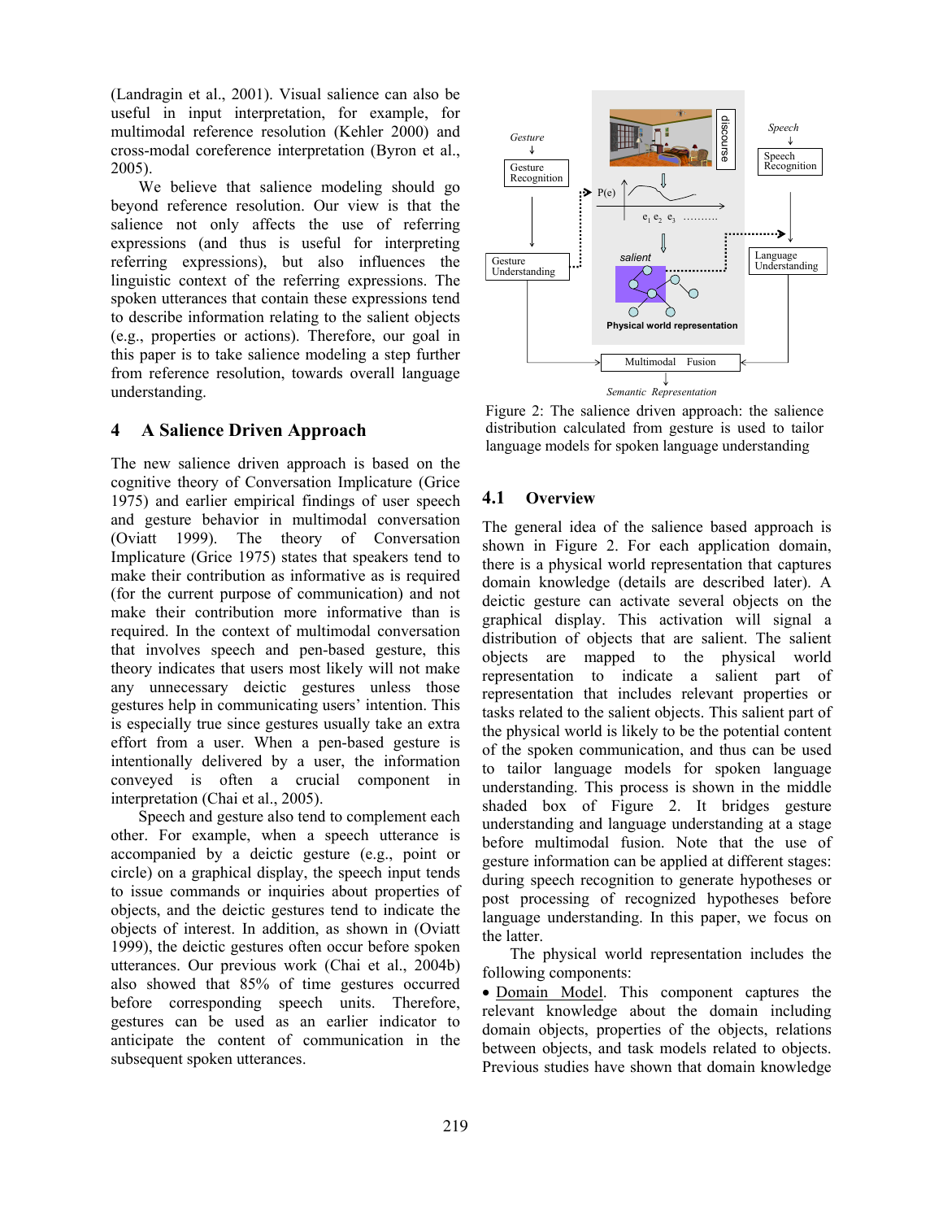(Landragin et al., 2001). Visual salience can also be useful in input interpretation, for example, for multimodal reference resolution (Kehler 2000) and cross-modal coreference interpretation (Byron et al., 2005).

We believe that salience modeling should go beyond reference resolution. Our view is that the salience not only affects the use of referring expressions (and thus is useful for interpreting referring expressions), but also influences the linguistic context of the referring expressions. The spoken utterances that contain these expressions tend to describe information relating to the salient objects (e.g., properties or actions). Therefore, our goal in this paper is to take salience modeling a step further from reference resolution, towards overall language understanding.

## 4 A Salience Driven Approach

The new salience driven approach is based on the cognitive theory of Conversation Implicature (Grice 1975) and earlier empirical findings of user speech and gesture behavior in multimodal conversation (Oviatt 1999). The theory of Conversation Implicature (Grice 1975) states that speakers tend to make their contribution as informative as is required (for the current purpose of communication) and not make their contribution more informative than is required. In the context of multimodal conversation that involves speech and pen-based gesture, this theory indicates that users most likely will not make any unnecessary deictic gestures unless those gestures help in communicating users' intention. This is especially true since gestures usually take an extra effort from a user. When a pen-based gesture is intentionally delivered by a user, the information conveyed is often a crucial component in interpretation (Chai et al., 2005).

Speech and gesture also tend to complement each other. For example, when a speech utterance is accompanied by a deictic gesture (e.g., point or circle) on a graphical display, the speech input tends to issue commands or inquiries about properties of objects, and the deictic gestures tend to indicate the objects of interest. In addition, as shown in (Oviatt 1999), the deictic gestures often occur before spoken utterances. Our previous work (Chai et al., 2004b) also showed that 85% of time gestures occurred before corresponding speech units. Therefore, gestures can be used as an earlier indicator to anticipate the content of communication in the subsequent spoken utterances.

Figure 2: The salience driven approach: the salience distribution calculated from gesture is used to tailor language models for spoken language understanding

### 4.1 Overview

The general idea of the salience based approach is shown in Figure 2. For each application domain, there is a physical world representation that captures domain knowledge (details are described later). A deictic gesture can activate several objects on the graphical display. This activation will signal a distribution of objects that are salient. The salient objects are mapped to the physical world representation to indicate a salient part of representation that includes relevant properties or tasks related to the salient objects. This salient part of the physical world is likely to be the potential content of the spoken communication, and thus can be used to tailor language models for spoken language understanding. This process is shown in the middle shaded box of Figure 2. It bridges gesture understanding and language understanding at a stage before multimodal fusion. Note that the use of gesture information can be applied at different stages: during speech recognition to generate hypotheses or post processing of recognized hypotheses before language understanding. In this paper, we focus on the latter.

The physical world representation includes the following components:

- Domain Model. This component captures the relevant knowledge about the domain including domain objects, properties of the objects, relations between objects, and task models related to objects. Previous studies have shown that domain knowledge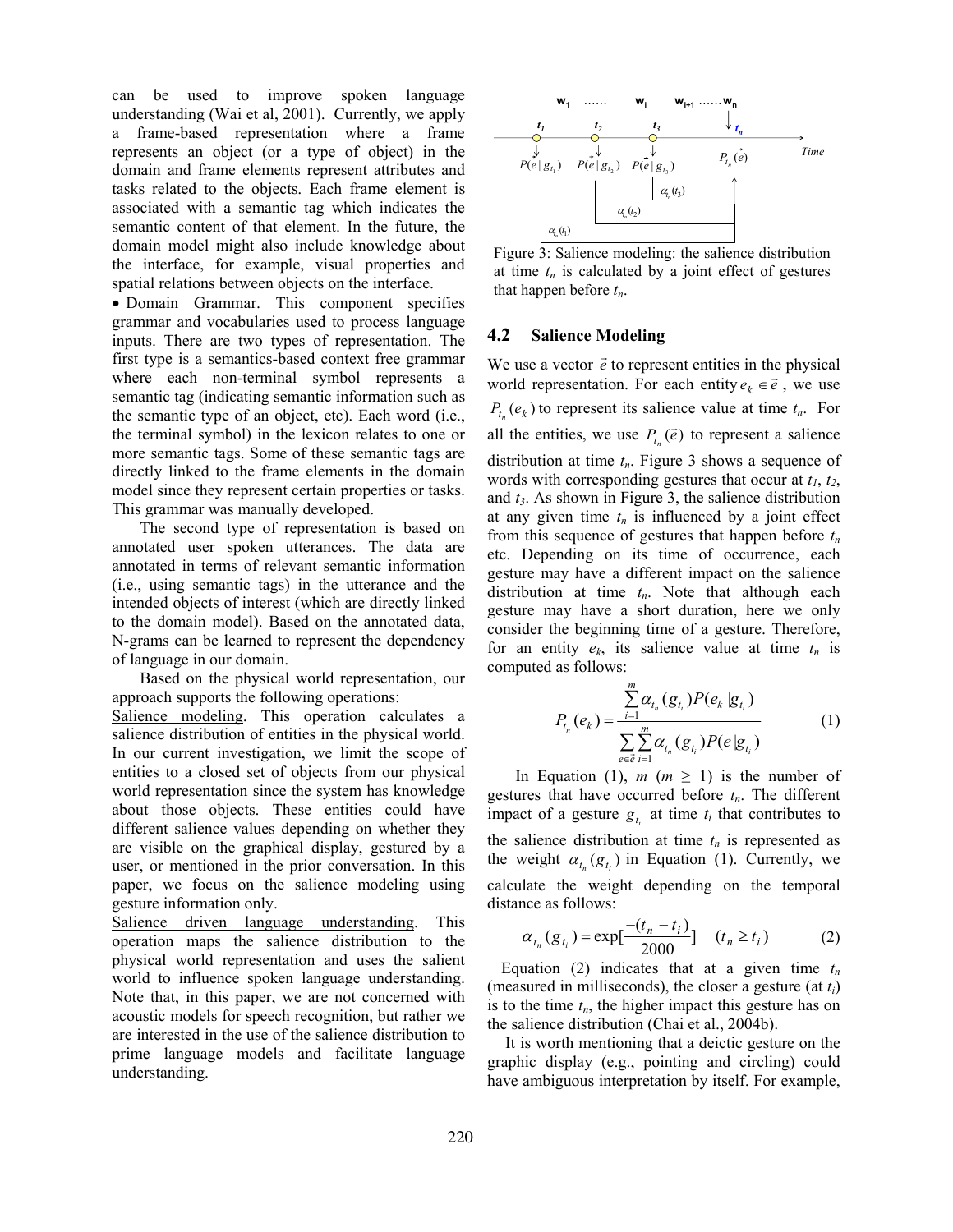can be used to improve spoken language understanding (Wai et al, 2001). Currently, we apply a frame-based representation where a frame represents an object (or a type of object) in the domain and frame elements represent attributes and tasks related to the objects. Each frame element is associated with a semantic tag which indicates the semantic content of that element. In the future, the domain model might also include knowledge about the interface, for example, visual properties and spatial relations between objects on the interface.

- Domain Grammar. This component specifies grammar and vocabularies used to process language inputs. There are two types of representation. The first type is a semantics-based context free grammar where each non-terminal symbol represents a semantic tag (indicating semantic information such as the semantic type of an object, etc). Each word (i.e., the terminal symbol) in the lexicon relates to one or more semantic tags. Some of these semantic tags are directly linked to the frame elements in the domain model since they represent certain properties or tasks. This grammar was manually developed.

The second type of representation is based on annotated user spoken utterances. The data are annotated in terms of relevant semantic information (i.e., using semantic tags) in the utterance and the intended objects of interest (which are directly linked to the domain model). Based on the annotated data, N-grams can be learned to represent the dependency of language in our domain.

Based on the physical world representation, our approach supports the following operations:

Salience modeling. This operation calculates a salience distribution of entities in the physical world. In our current investigation, we limit the scope of entities to a closed set of objects from our physical world representation since the system has knowledge about those objects. These entities could have different salience values depending on whether they are visible on the graphical display, gestured by a user, or mentioned in the prior conversation. In this paper, we focus on the salience modeling using gesture information only.

Salience driven language understanding. This operation maps the salience distribution to the physical world representation and uses the salient world to influence spoken language understanding. Note that, in this paper, we are not concerned with acoustic models for speech recognition, but rather we are interested in the use of the salience distribution to prime language models and facilitate language understanding.

Figure 3: Salience modeling: the salience distribution at time $t_n$ is calculated by a joint effect of gestures that happen before $t_n$.

## 4.2 Salience Modeling

We use a vector $\vec{e}$ to represent entities in the physical world representation. For each entity $e_k \in \vec{e}$, we use $P_{t_n}(e_k)$ to represent its salience value at time $t_n$. For all the entities, we use $P_{t_n}(\vec{e})$ to represent a salience distribution at time $t_n$. Figure 3 shows a sequence of words with corresponding gestures that occur at $t_1$, $t_2$, and $t_3$. As shown in Figure 3, the salience distribution at any given time $t_n$ is influenced by a joint effect from this sequence of gestures that happen before $t_n$ etc. Depending on its time of occurrence, each gesture may have a different impact on the salience distribution at time $t_n$. Note that although each gesture may have a short duration, here we only consider the beginning time of a gesture. Therefore, for an entity $e_k$, its salience value at time $t_n$ is computed as follows:

$$P_{t_n}(e_k) = \frac{\sum_{i=1}^{m} \alpha_{t_n}(g_{t_i}) P(e_k | g_{t_i})}{\sum_{e \in \vec{e}} \sum_{i=1}^{m} \alpha_{t_n}(g_{t_i}) P(e | g_{t_i})} \quad (1)$$

In Equation (1), $m$ ($m \geq 1$) is the number of gestures that have occurred before $t_n$. The different impact of a gesture $g_{t_i}$ at time $t_i$ that contributes to the salience distribution at time $t_n$ is represented as the weight $\alpha_{t_n}(g_{t_i})$ in Equation (1). Currently, we calculate the weight depending on the temporal distance as follows:

$$\alpha_{t_n}(g_{t_i}) = \exp[\frac{-(t_n - t_i)}{2000}] \quad (t_n \geq t_i) \quad (2)$$

Equation (2) indicates that at a given time $t_n$ (measured in milliseconds), the closer a gesture (at $t_i$) is to the time $t_n$, the higher impact this gesture has on the salience distribution (Chai et al., 2004b).

It is worth mentioning that a deictic gesture on the graphic display (e.g., pointing and circling) could have ambiguous interpretation by itself. For example,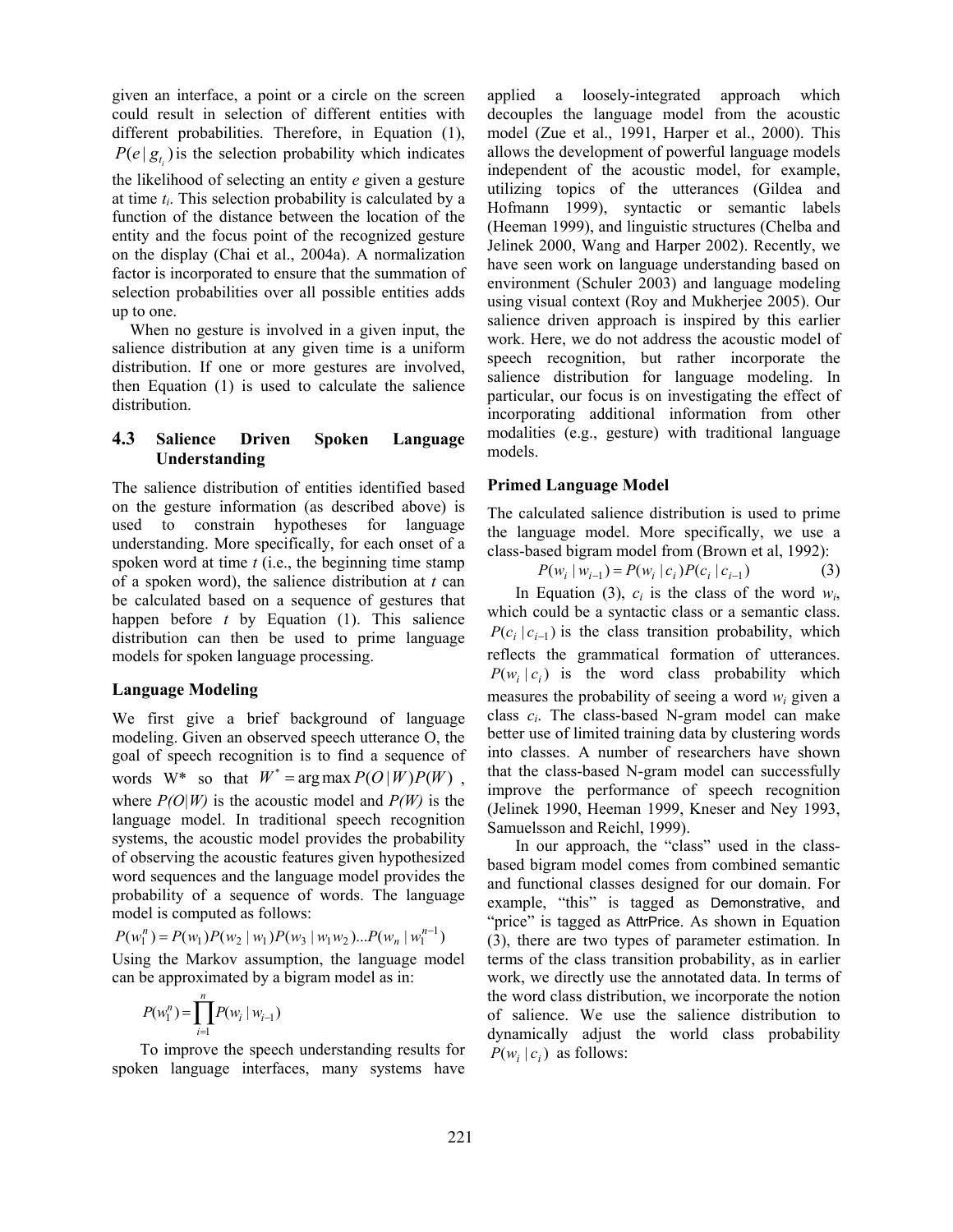given an interface, a point or a circle on the screen could result in selection of different entities with different probabilities. Therefore, in Equation (1), $P(e \mid g_{t_i})$ is the selection probability which indicates the likelihood of selecting an entity *e* given a gesture at time $t_i$. This selection probability is calculated by a function of the distance between the location of the entity and the focus point of the recognized gesture on the display (Chai et al., 2004a). A normalization factor is incorporated to ensure that the summation of selection probabilities over all possible entities adds up to one.

When no gesture is involved in a given input, the salience distribution at any given time is a uniform distribution. If one or more gestures are involved, then Equation (1) is used to calculate the salience distribution.

### 4.3 Salience Driven Spoken Language Understanding

The salience distribution of entities identified based on the gesture information (as described above) is used to constrain hypotheses for language understanding. More specifically, for each onset of a spoken word at time *t* (i.e., the beginning time stamp of a spoken word), the salience distribution at *t* can be calculated based on a sequence of gestures that happen before *t* by Equation (1). This salience distribution can then be used to prime language models for spoken language processing.

**Language Modeling**

We first give a brief background of language modeling. Given an observed speech utterance O, the goal of speech recognition is to find a sequence of words W* so that $W^* = \arg\max P(O \mid W)P(W)$, where *P(O|W)* is the acoustic model and *P(W)* is the language model. In traditional speech recognition systems, the acoustic model provides the probability of observing the acoustic features given hypothesized word sequences and the language model provides the probability of a sequence of words. The language model is computed as follows:

$$P(w_1^n) = P(w_1)P(w_2 \mid w_1)P(w_3 \mid w_1 w_2)...P(w_n \mid w_1^{n-1})$$

Using the Markov assumption, the language model can be approximated by a bigram model as in:

$$P(w_1^n) = \prod_{i=1}^{n} P(w_i \mid w_{i-1})$$

To improve the speech understanding results for spoken language interfaces, many systems have applied a loosely-integrated approach which decouples the language model from the acoustic model (Zue et al., 1991, Harper et al., 2000). This allows the development of powerful language models independent of the acoustic model, for example, utilizing topics of the utterances (Gildea and Hofmann 1999), syntactic or semantic labels (Heeman 1999), and linguistic structures (Chelba and Jelinek 2000, Wang and Harper 2002). Recently, we have seen work on language understanding based on environment (Schuler 2003) and language modeling using visual context (Roy and Mukherjee 2005). Our salience driven approach is inspired by this earlier work. Here, we do not address the acoustic model of speech recognition, but rather incorporate the salience distribution for language modeling. In particular, our focus is on investigating the effect of incorporating additional information from other modalities (e.g., gesture) with traditional language models.

**Primed Language Model**

The calculated salience distribution is used to prime the language model. More specifically, we use a class-based bigram model from (Brown et al, 1992):

$$P(w_i \mid w_{i-1}) = P(w_i \mid c_i)P(c_i \mid c_{i-1}) \qquad (3)$$

In Equation (3), $c_i$ is the class of the word $w_i$, which could be a syntactic class or a semantic class. $P(c_i \mid c_{i-1})$ is the class transition probability, which reflects the grammatical formation of utterances. $P(w_i \mid c_i)$ is the word class probability which measures the probability of seeing a word $w_i$ given a class $c_i$. The class-based N-gram model can make better use of limited training data by clustering words into classes. A number of researchers have shown that the class-based N-gram model can successfully improve the performance of speech recognition (Jelinek 1990, Heeman 1999, Kneser and Ney 1993, Samuelsson and Reichl, 1999).

In our approach, the "class" used in the class-based bigram model comes from combined semantic and functional classes designed for our domain. For example, "this" is tagged as Demonstrative, and "price" is tagged as AttrPrice. As shown in Equation (3), there are two types of parameter estimation. In terms of the class transition probability, as in earlier work, we directly use the annotated data. In terms of the word class distribution, we incorporate the notion of salience. We use the salience distribution to dynamically adjust the world class probability $P(w_i \mid c_i)$ as follows: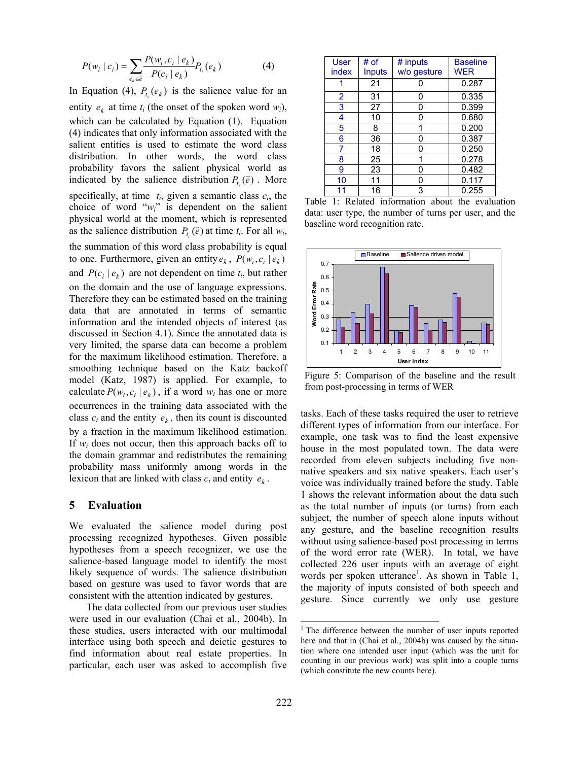$$P(w_i \mid c_i) = \sum_{e_k \in \vec{e}} \frac{P(w_i, c_i \mid e_k)}{P(c_i \mid e_k)} P_{t_i}(e_k) \qquad (4)$$

In Equation (4), $P_{t_i}(e_k)$ is the salience value for an entity $e_k$ at time $t_i$ (the onset of the spoken word $w_i$), which can be calculated by Equation (1). Equation (4) indicates that only information associated with the salient entities is used to estimate the word class distribution. In other words, the word class probability favors the salient physical world as indicated by the salience distribution $P_{t_i}(\vec{e})$. More specifically, at time $t_i$, given a semantic class $c_i$, the choice of word "$w_i$" is dependent on the salient physical world at the moment, which is represented as the salience distribution $P_{t_i}(\vec{e})$ at time $t_i$. For all $w_i$, the summation of this word class probability is equal to one. Furthermore, given an entity $e_k$, $P(w_i, c_i \mid e_k)$ and $P(c_i \mid e_k)$ are not dependent on time $t_i$, but rather on the domain and the use of language expressions. Therefore they can be estimated based on the training data that are annotated in terms of semantic information and the intended objects of interest (as discussed in Section 4.1). Since the annotated data is very limited, the sparse data can become a problem for the maximum likelihood estimation. Therefore, a smoothing technique based on the Katz backoff model (Katz, 1987) is applied. For example, to calculate $P(w_i, c_i \mid e_k)$, if a word $w_i$ has one or more occurrences in the training data associated with the class $c_i$ and the entity $e_k$, then its count is discounted by a fraction in the maximum likelihood estimation. If $w_i$ does not occur, then this approach backs off to the domain grammar and redistributes the remaining probability mass uniformly among words in the lexicon that are linked with class $c_i$ and entity $e_k$.

## 5 Evaluation

We evaluated the salience model during post processing recognized hypotheses. Given possible hypotheses from a speech recognizer, we use the salience-based language model to identify the most likely sequence of words. The salience distribution based on gesture was used to favor words that are consistent with the attention indicated by gestures.

The data collected from our previous user studies were used in our evaluation (Chai et al., 2004b). In these studies, users interacted with our multimodal interface using both speech and deictic gestures to find information about real estate properties. In particular, each user was asked to accomplish five tasks. Each of these tasks required the user to retrieve different types of information from our interface. For example, one task was to find the least expensive house in the most populated town. The data were recorded from eleven subjects including five non-native speakers and six native speakers. Each user's voice was individually trained before the study. Table 1 shows the relevant information about the data such as the total number of inputs (or turns) from each subject, the number of speech alone inputs without any gesture, and the baseline recognition results without using salience-based post processing in terms of the word error rate (WER). In total, we have collected 226 user inputs with an average of eight words per spoken utterance[1]. As shown in Table 1, the majority of inputs consisted of both speech and gesture. Since currently we only use gesture

| User index | # of Inputs | # inputs w/o gesture | Baseline WER |
|---|---|---|---|
| 1 | 21 | 0 | 0.287 |
| 2 | 31 | 0 | 0.335 |
| 3 | 27 | 0 | 0.399 |
| 4 | 10 | 0 | 0.680 |
| 5 | 8 | 1 | 0.200 |
| 6 | 36 | 0 | 0.387 |
| 7 | 18 | 0 | 0.250 |
| 8 | 25 | 1 | 0.278 |
| 9 | 23 | 0 | 0.482 |
| 10 | 11 | 0 | 0.117 |
| 11 | 16 | 3 | 0.255 |

Table 1: Related information about the evaluation data: user type, the number of turns per user, and the baseline word recognition rate.

Figure 5: Comparison of the baseline and the result from post-processing in terms of WER

[1] The difference between the number of user inputs reported here and that in (Chai et al., 2004b) was caused by the situation where one intended user input (which was the unit for counting in our previous work) was split into a couple turns (which constitute the new counts here).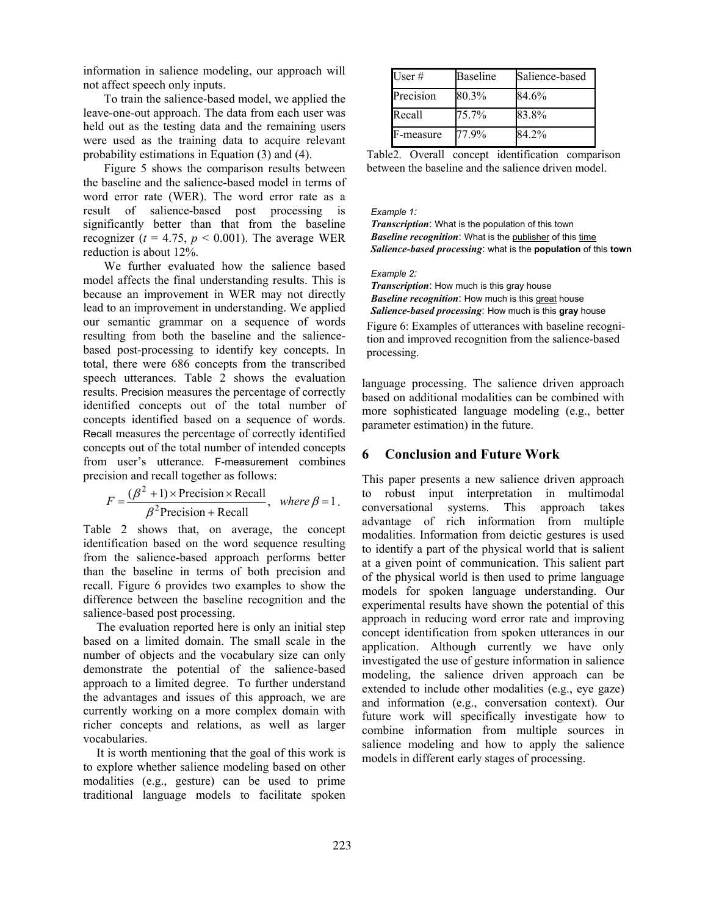information in salience modeling, our approach will not affect speech only inputs.

To train the salience-based model, we applied the leave-one-out approach. The data from each user was held out as the testing data and the remaining users were used as the training data to acquire relevant probability estimations in Equation (3) and (4).

Figure 5 shows the comparison results between the baseline and the salience-based model in terms of word error rate (WER). The word error rate as a result of salience-based post processing is significantly better than that from the baseline recognizer ($t$ = 4.75, $p$ < 0.001). The average WER reduction is about 12%.

We further evaluated how the salience based model affects the final understanding results. This is because an improvement in WER may not directly lead to an improvement in understanding. We applied our semantic grammar on a sequence of words resulting from both the baseline and the salience-based post-processing to identify key concepts. In total, there were 686 concepts from the transcribed speech utterances. Table 2 shows the evaluation results. Precision measures the percentage of correctly identified concepts out of the total number of concepts identified based on a sequence of words. Recall measures the percentage of correctly identified concepts out of the total number of intended concepts from user's utterance. F-measurement combines precision and recall together as follows:

$$F = \frac{(\beta^2 + 1) \times \text{Precision} \times \text{Recall}}{\beta^2 \text{Precision} + \text{Recall}}, \quad where\ \beta = 1.$$

Table 2 shows that, on average, the concept identification based on the word sequence resulting from the salience-based approach performs better than the baseline in terms of both precision and recall. Figure 6 provides two examples to show the difference between the baseline recognition and the salience-based post processing.

The evaluation reported here is only an initial step based on a limited domain. The small scale in the number of objects and the vocabulary size can only demonstrate the potential of the salience-based approach to a limited degree. To further understand the advantages and issues of this approach, we are currently working on a more complex domain with richer concepts and relations, as well as larger vocabularies.

It is worth mentioning that the goal of this work is to explore whether salience modeling based on other modalities (e.g., gesture) can be used to prime traditional language models to facilitate spoken language processing. The salience driven approach based on additional modalities can be combined with more sophisticated language modeling (e.g., better parameter estimation) in the future.

| User # | Baseline | Salience-based |
|---|---|---|
| Precision | 80.3% | 84.6% |
| Recall | 75.7% | 83.8% |
| F-measure | 77.9% | 84.2% |

Table2. Overall concept identification comparison between the baseline and the salience driven model.

*Example 1:*
***Transcription***: What is the population of this town
***Baseline recognition***: What is the publisher of this time
***Salience-based processing***: what is the **population** of this **town**

*Example 2:*
***Transcription***: How much is this gray house
***Baseline recognition***: How much is this great house
***Salience-based processing***: How much is this **gray** house

Figure 6: Examples of utterances with baseline recognition and improved recognition from the salience-based processing.

## 6 Conclusion and Future Work

This paper presents a new salience driven approach to robust input interpretation in multimodal conversational systems. This approach takes advantage of rich information from multiple modalities. Information from deictic gestures is used to identify a part of the physical world that is salient at a given point of communication. This salient part of the physical world is then used to prime language models for spoken language understanding. Our experimental results have shown the potential of this approach in reducing word error rate and improving concept identification from spoken utterances in our application. Although currently we have only investigated the use of gesture information in salience modeling, the salience driven approach can be extended to include other modalities (e.g., eye gaze) and information (e.g., conversation context). Our future work will specifically investigate how to combine information from multiple sources in salience modeling and how to apply the salience models in different early stages of processing.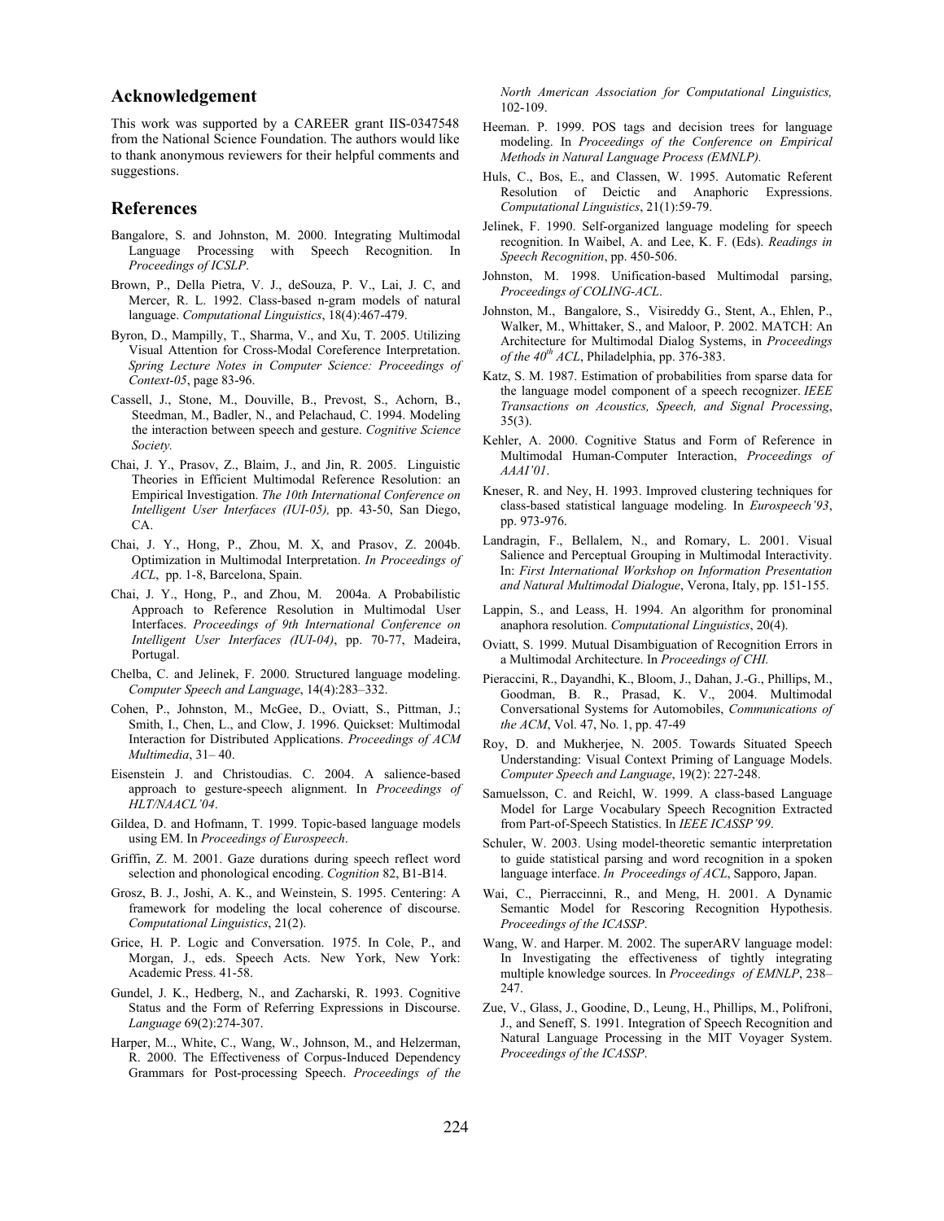## Acknowledgement

This work was supported by a CAREER grant IIS-0347548 from the National Science Foundation. The authors would like to thank anonymous reviewers for their helpful comments and suggestions.

## References

Bangalore, S. and Johnston, M. 2000. Integrating Multimodal Language Processing with Speech Recognition. In *Proceedings of ICSLP*.

Brown, P., Della Pietra, V. J., deSouza, P. V., Lai, J. C, and Mercer, R. L. 1992. Class-based n-gram models of natural language. *Computational Linguistics*, 18(4):467-479.

Byron, D., Mampilly, T., Sharma, V., and Xu, T. 2005. Utilizing Visual Attention for Cross-Modal Coreference Interpretation. *Spring Lecture Notes in Computer Science: Proceedings of Context-05*, page 83-96.

Cassell, J., Stone, M., Douville, B., Prevost, S., Achorn, B., Steedman, M., Badler, N., and Pelachaud, C. 1994. Modeling the interaction between speech and gesture. *Cognitive Science Society.*

Chai, J. Y., Prasov, Z., Blaim, J., and Jin, R. 2005. Linguistic Theories in Efficient Multimodal Reference Resolution: an Empirical Investigation. *The 10th International Conference on Intelligent User Interfaces (IUI-05),* pp. 43-50, San Diego, CA.

Chai, J. Y., Hong, P., Zhou, M. X, and Prasov, Z. 2004b. Optimization in Multimodal Interpretation. *In Proceedings of ACL*, pp. 1-8, Barcelona, Spain.

Chai, J. Y., Hong, P., and Zhou, M. 2004a. A Probabilistic Approach to Reference Resolution in Multimodal User Interfaces. *Proceedings of 9th International Conference on Intelligent User Interfaces (IUI-04)*, pp. 70-77, Madeira, Portugal.

Chelba, C. and Jelinek, F. 2000. Structured language modeling. *Computer Speech and Language*, 14(4):283–332.

Cohen, P., Johnston, M., McGee, D., Oviatt, S., Pittman, J.; Smith, I., Chen, L., and Clow, J. 1996. Quickset: Multimodal Interaction for Distributed Applications. *Proceedings of ACM Multimedia*, 31– 40.

Eisenstein J. and Christoudias. C. 2004. A salience-based approach to gesture-speech alignment. In *Proceedings of HLT/NAACL'04*.

Gildea, D. and Hofmann, T. 1999. Topic-based language models using EM. In *Proceedings of Eurospeech*.

Griffin, Z. M. 2001. Gaze durations during speech reflect word selection and phonological encoding. *Cognition* 82, B1-B14.

Grosz, B. J., Joshi, A. K., and Weinstein, S. 1995. Centering: A framework for modeling the local coherence of discourse. *Computational Linguistics*, 21(2).

Grice, H. P. Logic and Conversation. 1975. In Cole, P., and Morgan, J., eds. Speech Acts. New York, New York: Academic Press. 41-58.

Gundel, J. K., Hedberg, N., and Zacharski, R. 1993. Cognitive Status and the Form of Referring Expressions in Discourse. *Language* 69(2):274-307.

Harper, M.., White, C., Wang, W., Johnson, M., and Helzerman, R. 2000. The Effectiveness of Corpus-Induced Dependency Grammars for Post-processing Speech. *Proceedings of the North American Association for Computational Linguistics,* 102-109.

Heeman. P. 1999. POS tags and decision trees for language modeling. In *Proceedings of the Conference on Empirical Methods in Natural Language Process (EMNLP).*

Huls, C., Bos, E., and Classen, W. 1995. Automatic Referent Resolution of Deictic and Anaphoric Expressions. *Computational Linguistics*, 21(1):59-79.

Jelinek, F. 1990. Self-organized language modeling for speech recognition. In Waibel, A. and Lee, K. F. (Eds). *Readings in Speech Recognition*, pp. 450-506.

Johnston, M. 1998. Unification-based Multimodal parsing, *Proceedings of COLING-ACL*.

Johnston, M., Bangalore, S., Visireddy G., Stent, A., Ehlen, P., Walker, M., Whittaker, S., and Maloor, P. 2002. MATCH: An Architecture for Multimodal Dialog Systems, in *Proceedings of the 40th ACL*, Philadelphia, pp. 376-383.

Katz, S. M. 1987. Estimation of probabilities from sparse data for the language model component of a speech recognizer. *IEEE Transactions on Acoustics, Speech, and Signal Processing*, 35(3).

Kehler, A. 2000. Cognitive Status and Form of Reference in Multimodal Human-Computer Interaction, *Proceedings of AAAI'01*.

Kneser, R. and Ney, H. 1993. Improved clustering techniques for class-based statistical language modeling. In *Eurospeech'93*, pp. 973-976.

Landragin, F., Bellalem, N., and Romary, L. 2001. Visual Salience and Perceptual Grouping in Multimodal Interactivity. In: *First International Workshop on Information Presentation and Natural Multimodal Dialogue*, Verona, Italy, pp. 151-155.

Lappin, S., and Leass, H. 1994. An algorithm for pronominal anaphora resolution. *Computational Linguistics*, 20(4).

Oviatt, S. 1999. Mutual Disambiguation of Recognition Errors in a Multimodal Architecture. In *Proceedings of CHI.*

Pieraccini, R., Dayandhi, K., Bloom, J., Dahan, J.-G., Phillips, M., Goodman, B. R., Prasad, K. V., 2004. Multimodal Conversational Systems for Automobiles, *Communications of the ACM*, Vol. 47, No. 1, pp. 47-49

Roy, D. and Mukherjee, N. 2005. Towards Situated Speech Understanding: Visual Context Priming of Language Models. *Computer Speech and Language*, 19(2): 227-248.

Samuelsson, C. and Reichl, W. 1999. A class-based Language Model for Large Vocabulary Speech Recognition Extracted from Part-of-Speech Statistics. In *IEEE ICASSP'99*.

Schuler, W. 2003. Using model-theoretic semantic interpretation to guide statistical parsing and word recognition in a spoken language interface. *In Proceedings of ACL*, Sapporo, Japan.

Wai, C., Pierraccinni, R., and Meng, H. 2001. A Dynamic Semantic Model for Rescoring Recognition Hypothesis. *Proceedings of the ICASSP*.

Wang, W. and Harper. M. 2002. The superARV language model: In Investigating the effectiveness of tightly integrating multiple knowledge sources. In *Proceedings of EMNLP*, 238–247.

Zue, V., Glass, J., Goodine, D., Leung, H., Phillips, M., Polifroni, J., and Seneff, S. 1991. Integration of Speech Recognition and Natural Language Processing in the MIT Voyager System. *Proceedings of the ICASSP*.